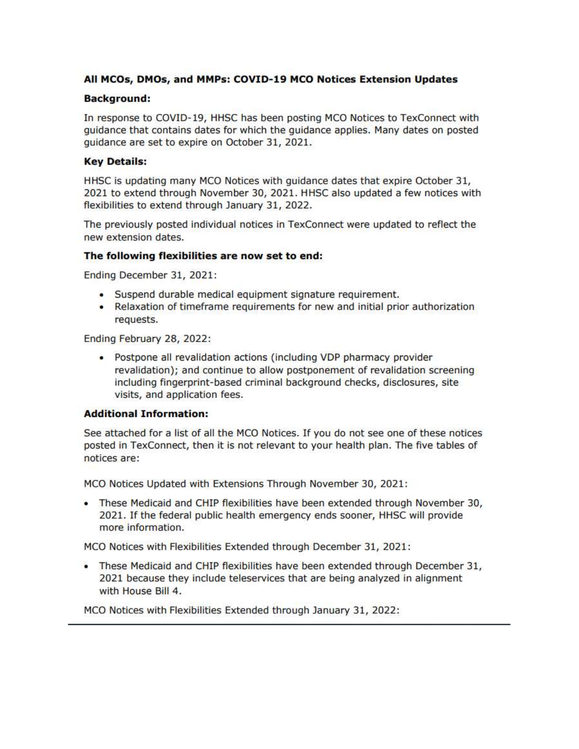### All MCOs, DMOs, and MMPs: COVID-19 MCO Notices Extension Updates

**Background:**

In response to COVID-19, HHSC has been posting MCO Notices to TexConnect with guidance that contains dates for which the guidance applies. Many dates on posted guidance are set to expire on October 31, 2021.

**Key Details:**

HHSC is updating many MCO Notices with guidance dates that expire October 31, 2021 to extend through November 30, 2021. HHSC also updated a few notices with flexibilities to extend through January 31, 2022.

The previously posted individual notices in TexConnect were updated to reflect the new extension dates.

**The following flexibilities are now set to end:**

Ending December 31, 2021:

- Suspend durable medical equipment signature requirement.
- Relaxation of timeframe requirements for new and initial prior authorization requests.

Ending February 28, 2022:

- Postpone all revalidation actions (including VDP pharmacy provider revalidation); and continue to allow postponement of revalidation screening including fingerprint-based criminal background checks, disclosures, site visits, and application fees.

**Additional Information:**

See attached for a list of all the MCO Notices. If you do not see one of these notices posted in TexConnect, then it is not relevant to your health plan. The five tables of notices are:

MCO Notices Updated with Extensions Through November 30, 2021:

- These Medicaid and CHIP flexibilities have been extended through November 30, 2021. If the federal public health emergency ends sooner, HHSC will provide more information.

MCO Notices with Flexibilities Extended through December 31, 2021:

- These Medicaid and CHIP flexibilities have been extended through December 31, 2021 because they include teleservices that are being analyzed in alignment with House Bill 4.

MCO Notices with Flexibilities Extended through January 31, 2022: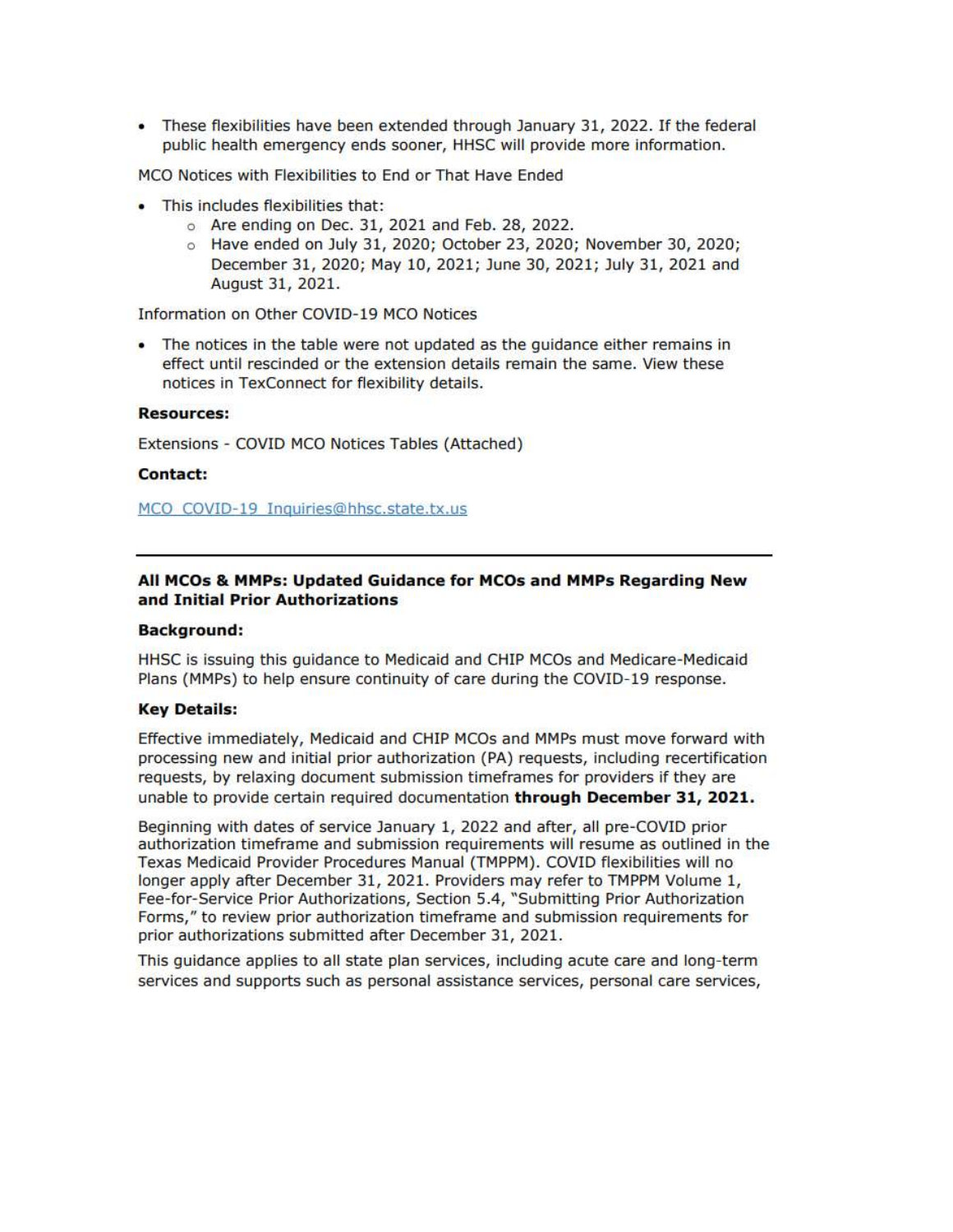- These flexibilities have been extended through January 31, 2022. If the federal public health emergency ends sooner, HHSC will provide more information.

MCO Notices with Flexibilities to End or That Have Ended

- This includes flexibilities that:
  - Are ending on Dec. 31, 2021 and Feb. 28, 2022.
  - Have ended on July 31, 2020; October 23, 2020; November 30, 2020; December 31, 2020; May 10, 2021; June 30, 2021; July 31, 2021 and August 31, 2021.

Information on Other COVID-19 MCO Notices

- The notices in the table were not updated as the guidance either remains in effect until rescinded or the extension details remain the same. View these notices in TexConnect for flexibility details.

**Resources:**

Extensions - COVID MCO Notices Tables (Attached)

**Contact:**

MCO_COVID-19_Inquiries@hhsc.state.tx.us

---

**All MCOs & MMPs: Updated Guidance for MCOs and MMPs Regarding New and Initial Prior Authorizations**

**Background:**

HHSC is issuing this guidance to Medicaid and CHIP MCOs and Medicare-Medicaid Plans (MMPs) to help ensure continuity of care during the COVID-19 response.

**Key Details:**

Effective immediately, Medicaid and CHIP MCOs and MMPs must move forward with processing new and initial prior authorization (PA) requests, including recertification requests, by relaxing document submission timeframes for providers if they are unable to provide certain required documentation **through December 31, 2021.**

Beginning with dates of service January 1, 2022 and after, all pre-COVID prior authorization timeframe and submission requirements will resume as outlined in the Texas Medicaid Provider Procedures Manual (TMPPM). COVID flexibilities will no longer apply after December 31, 2021. Providers may refer to TMPPM Volume 1, Fee-for-Service Prior Authorizations, Section 5.4, "Submitting Prior Authorization Forms," to review prior authorization timeframe and submission requirements for prior authorizations submitted after December 31, 2021.

This guidance applies to all state plan services, including acute care and long-term services and supports such as personal assistance services, personal care services,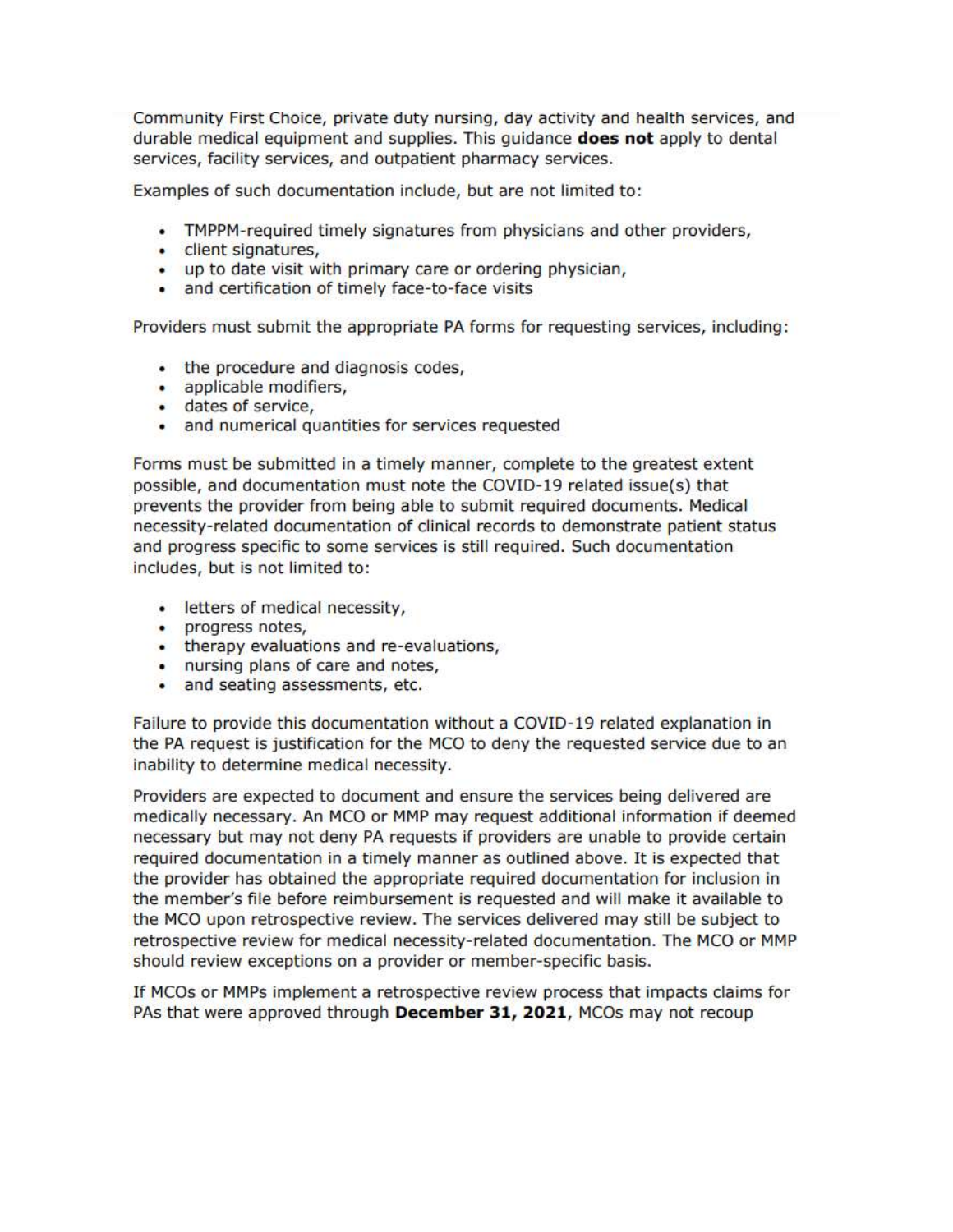Community First Choice, private duty nursing, day activity and health services, and durable medical equipment and supplies. This guidance **does not** apply to dental services, facility services, and outpatient pharmacy services.

Examples of such documentation include, but are not limited to:

- TMPPM-required timely signatures from physicians and other providers,
- client signatures,
- up to date visit with primary care or ordering physician,
- and certification of timely face-to-face visits

Providers must submit the appropriate PA forms for requesting services, including:

- the procedure and diagnosis codes,
- applicable modifiers,
- dates of service,
- and numerical quantities for services requested

Forms must be submitted in a timely manner, complete to the greatest extent possible, and documentation must note the COVID-19 related issue(s) that prevents the provider from being able to submit required documents. Medical necessity-related documentation of clinical records to demonstrate patient status and progress specific to some services is still required. Such documentation includes, but is not limited to:

- letters of medical necessity,
- progress notes,
- therapy evaluations and re-evaluations,
- nursing plans of care and notes,
- and seating assessments, etc.

Failure to provide this documentation without a COVID-19 related explanation in the PA request is justification for the MCO to deny the requested service due to an inability to determine medical necessity.

Providers are expected to document and ensure the services being delivered are medically necessary. An MCO or MMP may request additional information if deemed necessary but may not deny PA requests if providers are unable to provide certain required documentation in a timely manner as outlined above. It is expected that the provider has obtained the appropriate required documentation for inclusion in the member's file before reimbursement is requested and will make it available to the MCO upon retrospective review. The services delivered may still be subject to retrospective review for medical necessity-related documentation. The MCO or MMP should review exceptions on a provider or member-specific basis.

If MCOs or MMPs implement a retrospective review process that impacts claims for PAs that were approved through **December 31, 2021**, MCOs may not recoup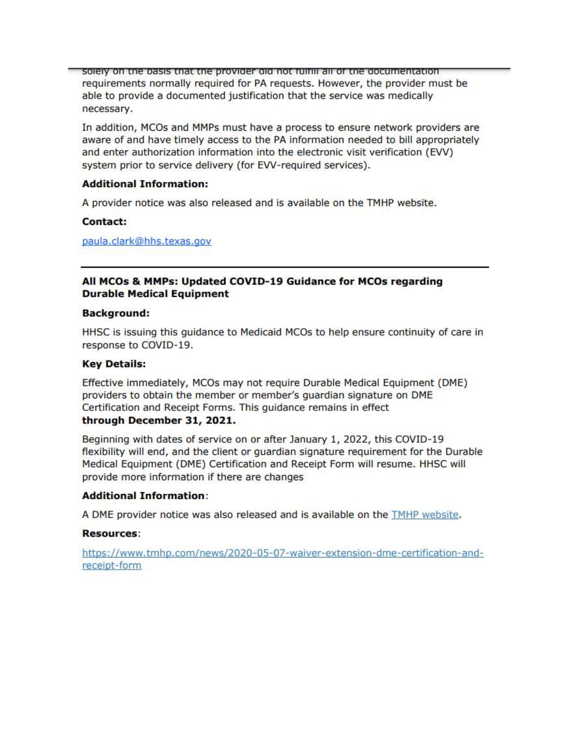solely on the basis that the provider did not fulfill all of the documentation requirements normally required for PA requests. However, the provider must be able to provide a documented justification that the service was medically necessary.

In addition, MCOs and MMPs must have a process to ensure network providers are aware of and have timely access to the PA information needed to bill appropriately and enter authorization information into the electronic visit verification (EVV) system prior to service delivery (for EVV-required services).

**Additional Information:**

A provider notice was also released and is available on the TMHP website.

**Contact:**

paula.clark@hhs.texas.gov

---

**All MCOs & MMPs: Updated COVID-19 Guidance for MCOs regarding Durable Medical Equipment**

**Background:**

HHSC is issuing this guidance to Medicaid MCOs to help ensure continuity of care in response to COVID-19.

**Key Details:**

Effective immediately, MCOs may not require Durable Medical Equipment (DME) providers to obtain the member or member's guardian signature on DME Certification and Receipt Forms. This guidance remains in effect **through December 31, 2021.**

Beginning with dates of service on or after January 1, 2022, this COVID-19 flexibility will end, and the client or guardian signature requirement for the Durable Medical Equipment (DME) Certification and Receipt Form will resume. HHSC will provide more information if there are changes

**Additional Information**:

A DME provider notice was also released and is available on the TMHP website.

**Resources**:

https://www.tmhp.com/news/2020-05-07-waiver-extension-dme-certification-and-receipt-form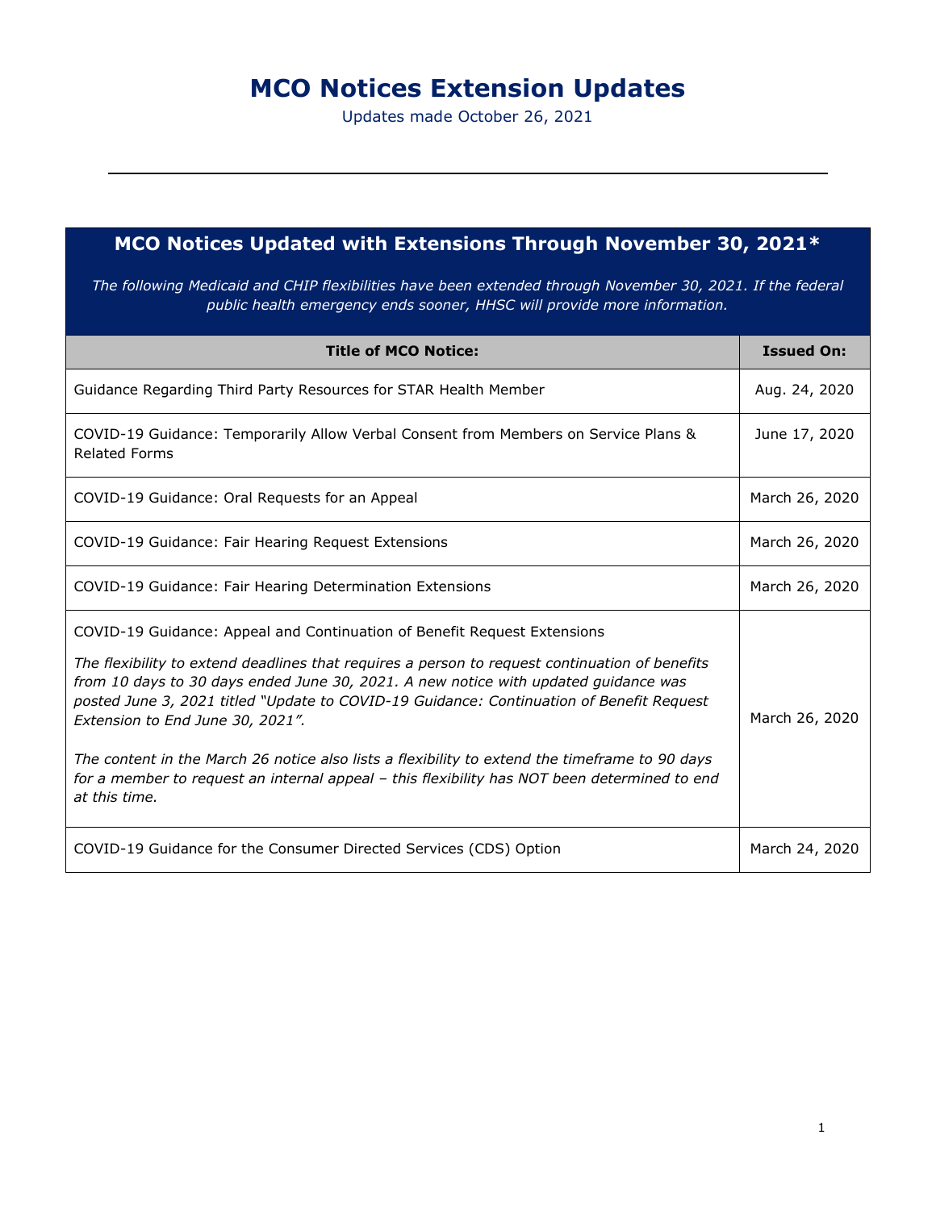# MCO Notices Extension Updates

Updates made October 26, 2021

## MCO Notices Updated with Extensions Through November 30, 2021*

*The following Medicaid and CHIP flexibilities have been extended through November 30, 2021. If the federal public health emergency ends sooner, HHSC will provide more information.*

| Title of MCO Notice: | Issued On: |
|---|---|
| Guidance Regarding Third Party Resources for STAR Health Member | Aug. 24, 2020 |
| COVID-19 Guidance: Temporarily Allow Verbal Consent from Members on Service Plans & Related Forms | June 17, 2020 |
| COVID-19 Guidance: Oral Requests for an Appeal | March 26, 2020 |
| COVID-19 Guidance: Fair Hearing Request Extensions | March 26, 2020 |
| COVID-19 Guidance: Fair Hearing Determination Extensions | March 26, 2020 |
| COVID-19 Guidance: Appeal and Continuation of Benefit Request Extensions<br><br>*The flexibility to extend deadlines that requires a person to request continuation of benefits from 10 days to 30 days ended June 30, 2021. A new notice with updated guidance was posted June 3, 2021 titled "Update to COVID-19 Guidance: Continuation of Benefit Request Extension to End June 30, 2021".*<br><br>*The content in the March 26 notice also lists a flexibility to extend the timeframe to 90 days for a member to request an internal appeal – this flexibility has NOT been determined to end at this time.* | March 26, 2020 |
| COVID-19 Guidance for the Consumer Directed Services (CDS) Option | March 24, 2020 |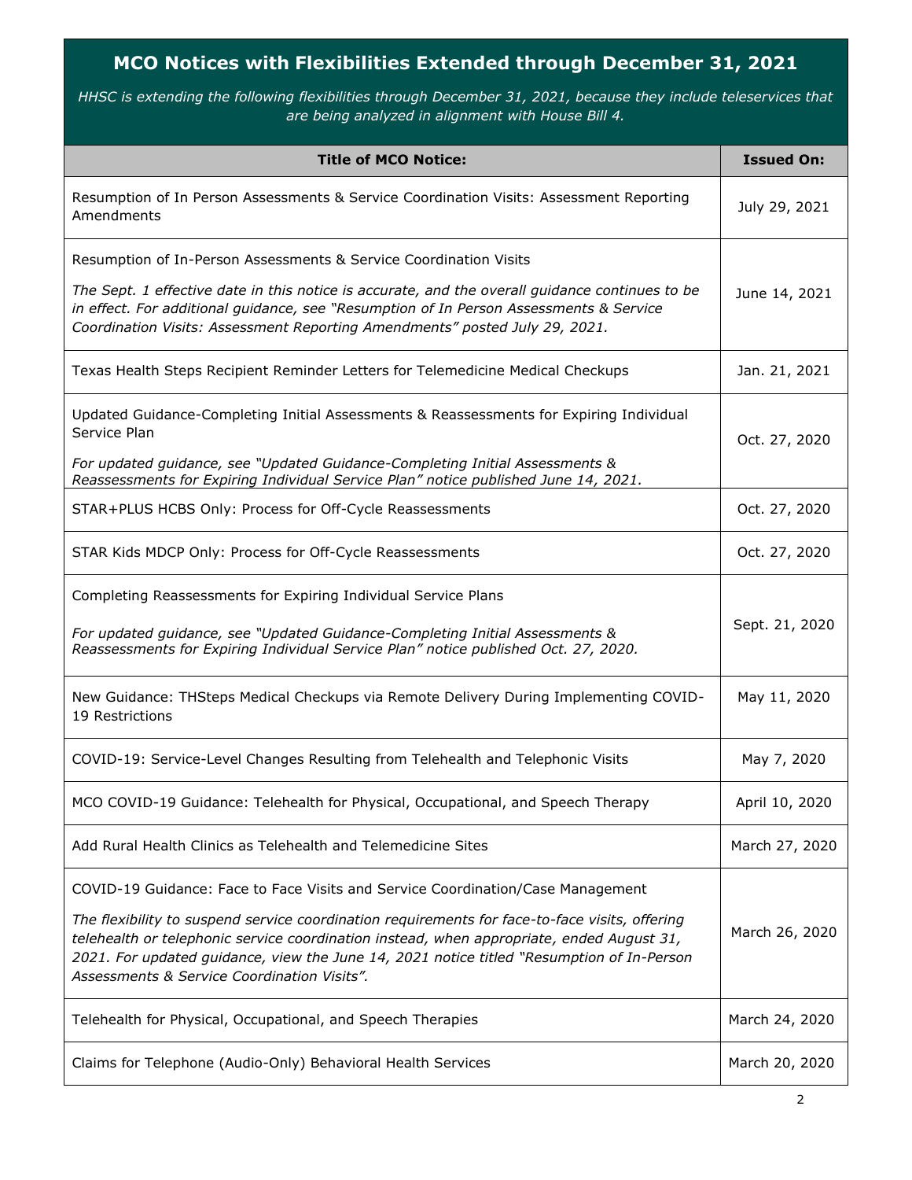## MCO Notices with Flexibilities Extended through December 31, 2021

*HHSC is extending the following flexibilities through December 31, 2021, because they include teleservices that are being analyzed in alignment with House Bill 4.*

| Title of MCO Notice: | Issued On: |
| --- | --- |
| Resumption of In Person Assessments & Service Coordination Visits: Assessment Reporting Amendments | July 29, 2021 |
| Resumption of In-Person Assessments & Service Coordination Visits<br><br>*The Sept. 1 effective date in this notice is accurate, and the overall guidance continues to be in effect. For additional guidance, see "Resumption of In Person Assessments & Service Coordination Visits: Assessment Reporting Amendments" posted July 29, 2021.* | June 14, 2021 |
| Texas Health Steps Recipient Reminder Letters for Telemedicine Medical Checkups | Jan. 21, 2021 |
| Updated Guidance-Completing Initial Assessments & Reassessments for Expiring Individual Service Plan<br><br>*For updated guidance, see "Updated Guidance-Completing Initial Assessments & Reassessments for Expiring Individual Service Plan" notice published June 14, 2021.* | Oct. 27, 2020 |
| STAR+PLUS HCBS Only: Process for Off-Cycle Reassessments | Oct. 27, 2020 |
| STAR Kids MDCP Only: Process for Off-Cycle Reassessments | Oct. 27, 2020 |
| Completing Reassessments for Expiring Individual Service Plans<br><br>*For updated guidance, see "Updated Guidance-Completing Initial Assessments & Reassessments for Expiring Individual Service Plan" notice published Oct. 27, 2020.* | Sept. 21, 2020 |
| New Guidance: THSteps Medical Checkups via Remote Delivery During Implementing COVID-19 Restrictions | May 11, 2020 |
| COVID-19: Service-Level Changes Resulting from Telehealth and Telephonic Visits | May 7, 2020 |
| MCO COVID-19 Guidance: Telehealth for Physical, Occupational, and Speech Therapy | April 10, 2020 |
| Add Rural Health Clinics as Telehealth and Telemedicine Sites | March 27, 2020 |
| COVID-19 Guidance: Face to Face Visits and Service Coordination/Case Management<br><br>*The flexibility to suspend service coordination requirements for face-to-face visits, offering telehealth or telephonic service coordination instead, when appropriate, ended August 31, 2021. For updated guidance, view the June 14, 2021 notice titled "Resumption of In-Person Assessments & Service Coordination Visits".* | March 26, 2020 |
| Telehealth for Physical, Occupational, and Speech Therapies | March 24, 2020 |
| Claims for Telephone (Audio-Only) Behavioral Health Services | March 20, 2020 |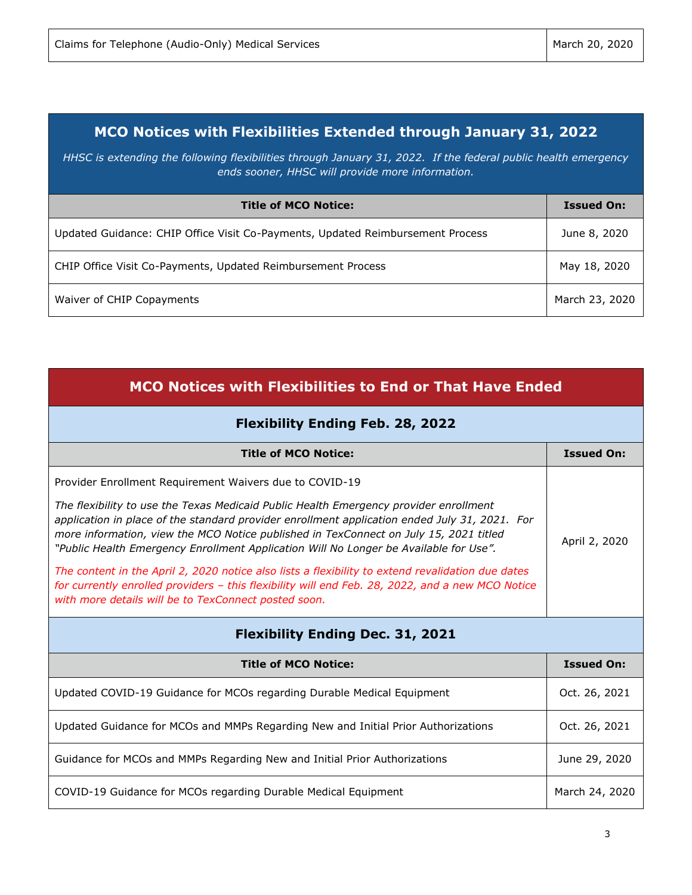| Claims for Telephone (Audio-Only) Medical Services | March 20, 2020 |
|---|---|

## MCO Notices with Flexibilities Extended through January 31, 2022

*HHSC is extending the following flexibilities through January 31, 2022. If the federal public health emergency ends sooner, HHSC will provide more information.*

| Title of MCO Notice: | Issued On: |
|---|---|
| Updated Guidance: CHIP Office Visit Co-Payments, Updated Reimbursement Process | June 8, 2020 |
| CHIP Office Visit Co-Payments, Updated Reimbursement Process | May 18, 2020 |
| Waiver of CHIP Copayments | March 23, 2020 |

## MCO Notices with Flexibilities to End or That Have Ended

### Flexibility Ending Feb. 28, 2022

| Title of MCO Notice: | Issued On: |
|---|---|
| Provider Enrollment Requirement Waivers due to COVID-19<br><br>*The flexibility to use the Texas Medicaid Public Health Emergency provider enrollment application in place of the standard provider enrollment application ended July 31, 2021. For more information, view the MCO Notice published in TexConnect on July 15, 2021 titled "Public Health Emergency Enrollment Application Will No Longer be Available for Use".*<br><br>*The content in the April 2, 2020 notice also lists a flexibility to extend revalidation due dates for currently enrolled providers – this flexibility will end Feb. 28, 2022, and a new MCO Notice with more details will be to TexConnect posted soon.* | April 2, 2020 |

### Flexibility Ending Dec. 31, 2021

| Title of MCO Notice: | Issued On: |
|---|---|
| Updated COVID-19 Guidance for MCOs regarding Durable Medical Equipment | Oct. 26, 2021 |
| Updated Guidance for MCOs and MMPs Regarding New and Initial Prior Authorizations | Oct. 26, 2021 |
| Guidance for MCOs and MMPs Regarding New and Initial Prior Authorizations | June 29, 2020 |
| COVID-19 Guidance for MCOs regarding Durable Medical Equipment | March 24, 2020 |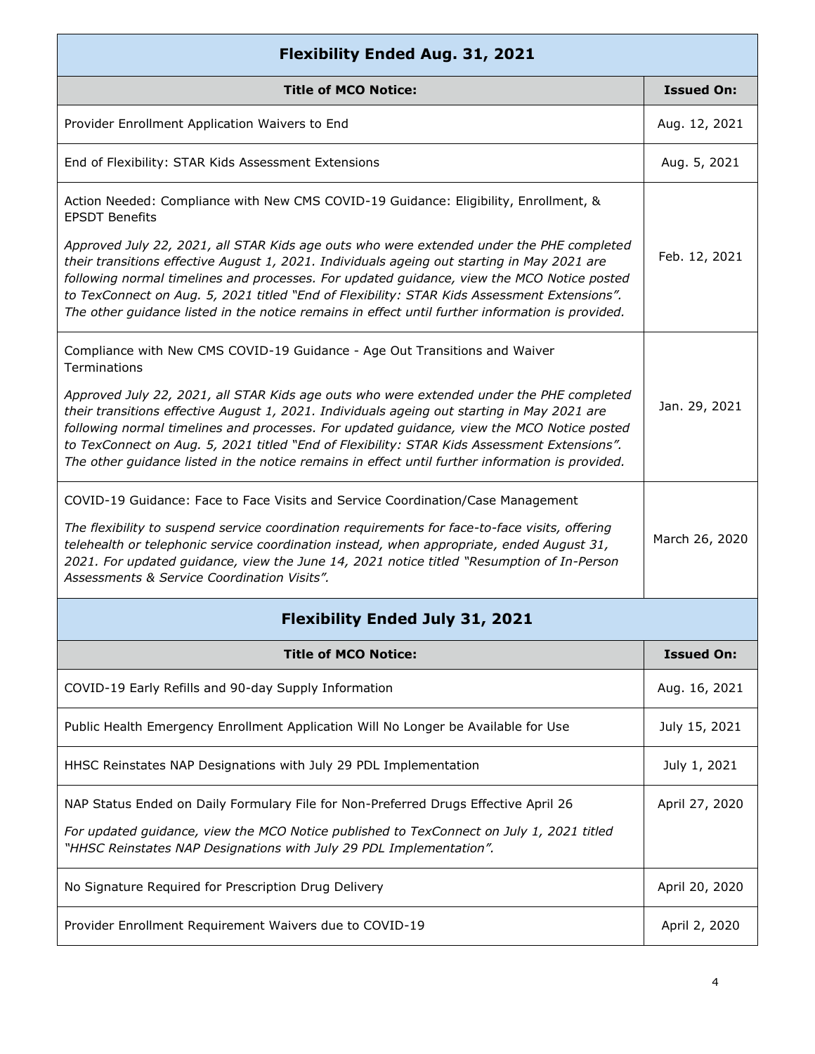## Flexibility Ended Aug. 31, 2021

| Title of MCO Notice: | Issued On: |
|---|---|
| Provider Enrollment Application Waivers to End | Aug. 12, 2021 |
| End of Flexibility: STAR Kids Assessment Extensions | Aug. 5, 2021 |
| Action Needed: Compliance with New CMS COVID-19 Guidance: Eligibility, Enrollment, & EPSDT Benefits<br><br>*Approved July 22, 2021, all STAR Kids age outs who were extended under the PHE completed their transitions effective August 1, 2021. Individuals ageing out starting in May 2021 are following normal timelines and processes. For updated guidance, view the MCO Notice posted to TexConnect on Aug. 5, 2021 titled "End of Flexibility: STAR Kids Assessment Extensions". The other guidance listed in the notice remains in effect until further information is provided.* | Feb. 12, 2021 |
| Compliance with New CMS COVID-19 Guidance - Age Out Transitions and Waiver Terminations<br><br>*Approved July 22, 2021, all STAR Kids age outs who were extended under the PHE completed their transitions effective August 1, 2021. Individuals ageing out starting in May 2021 are following normal timelines and processes. For updated guidance, view the MCO Notice posted to TexConnect on Aug. 5, 2021 titled "End of Flexibility: STAR Kids Assessment Extensions". The other guidance listed in the notice remains in effect until further information is provided.* | Jan. 29, 2021 |
| COVID-19 Guidance: Face to Face Visits and Service Coordination/Case Management<br><br>*The flexibility to suspend service coordination requirements for face-to-face visits, offering telehealth or telephonic service coordination instead, when appropriate, ended August 31, 2021. For updated guidance, view the June 14, 2021 notice titled "Resumption of In-Person Assessments & Service Coordination Visits".* | March 26, 2020 |

## Flexibility Ended July 31, 2021

| Title of MCO Notice: | Issued On: |
|---|---|
| COVID-19 Early Refills and 90-day Supply Information | Aug. 16, 2021 |
| Public Health Emergency Enrollment Application Will No Longer be Available for Use | July 15, 2021 |
| HHSC Reinstates NAP Designations with July 29 PDL Implementation | July 1, 2021 |
| NAP Status Ended on Daily Formulary File for Non-Preferred Drugs Effective April 26<br><br>*For updated guidance, view the MCO Notice published to TexConnect on July 1, 2021 titled "HHSC Reinstates NAP Designations with July 29 PDL Implementation".* | April 27, 2020 |
| No Signature Required for Prescription Drug Delivery | April 20, 2020 |
| Provider Enrollment Requirement Waivers due to COVID-19 | April 2, 2020 |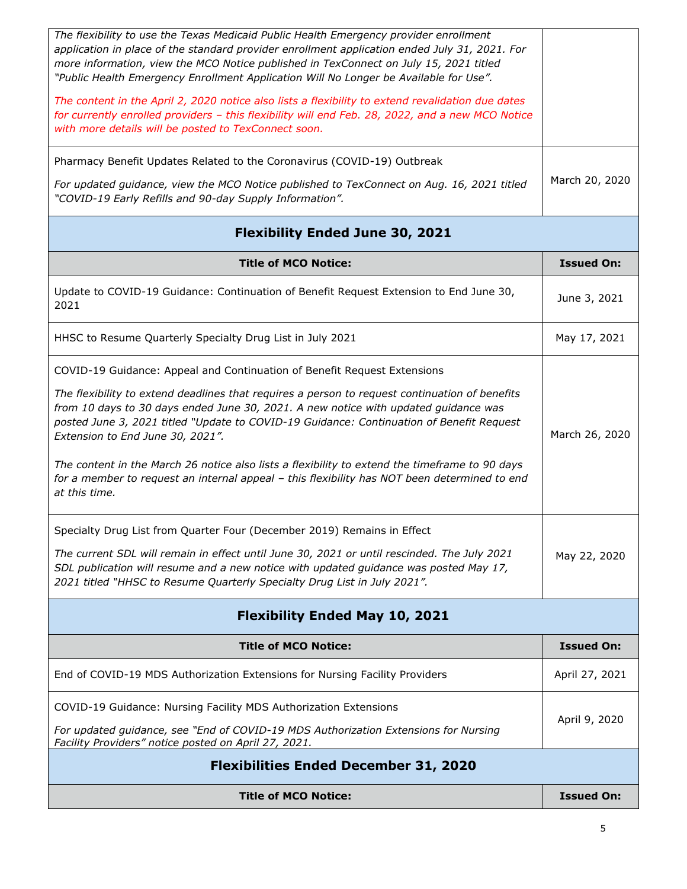| Title of MCO Notice: | Issued On: |
|---|---|
| *The flexibility to use the Texas Medicaid Public Health Emergency provider enrollment application in place of the standard provider enrollment application ended July 31, 2021. For more information, view the MCO Notice published in TexConnect on July 15, 2021 titled "Public Health Emergency Enrollment Application Will No Longer be Available for Use".*<br><br>*The content in the April 2, 2020 notice also lists a flexibility to extend revalidation due dates for currently enrolled providers – this flexibility will end Feb. 28, 2022, and a new MCO Notice with more details will be posted to TexConnect soon.* | |
| Pharmacy Benefit Updates Related to the Coronavirus (COVID-19) Outbreak<br><br>*For updated guidance, view the MCO Notice published to TexConnect on Aug. 16, 2021 titled "COVID-19 Early Refills and 90-day Supply Information".* | March 20, 2020 |

## Flexibility Ended June 30, 2021

| Title of MCO Notice: | Issued On: |
|---|---|
| Update to COVID-19 Guidance: Continuation of Benefit Request Extension to End June 30, 2021 | June 3, 2021 |
| HHSC to Resume Quarterly Specialty Drug List in July 2021 | May 17, 2021 |
| COVID-19 Guidance: Appeal and Continuation of Benefit Request Extensions<br><br>*The flexibility to extend deadlines that requires a person to request continuation of benefits from 10 days to 30 days ended June 30, 2021. A new notice with updated guidance was posted June 3, 2021 titled "Update to COVID-19 Guidance: Continuation of Benefit Request Extension to End June 30, 2021".*<br><br>*The content in the March 26 notice also lists a flexibility to extend the timeframe to 90 days for a member to request an internal appeal – this flexibility has NOT been determined to end at this time.* | March 26, 2020 |
| Specialty Drug List from Quarter Four (December 2019) Remains in Effect<br><br>*The current SDL will remain in effect until June 30, 2021 or until rescinded. The July 2021 SDL publication will resume and a new notice with updated guidance was posted May 17, 2021 titled "HHSC to Resume Quarterly Specialty Drug List in July 2021".* | May 22, 2020 |

## Flexibility Ended May 10, 2021

| Title of MCO Notice: | Issued On: |
|---|---|
| End of COVID-19 MDS Authorization Extensions for Nursing Facility Providers | April 27, 2021 |
| COVID-19 Guidance: Nursing Facility MDS Authorization Extensions<br><br>*For updated guidance, see "End of COVID-19 MDS Authorization Extensions for Nursing Facility Providers" notice posted on April 27, 2021.* | April 9, 2020 |

## Flexibilities Ended December 31, 2020

| Title of MCO Notice: | Issued On: |
|---|---|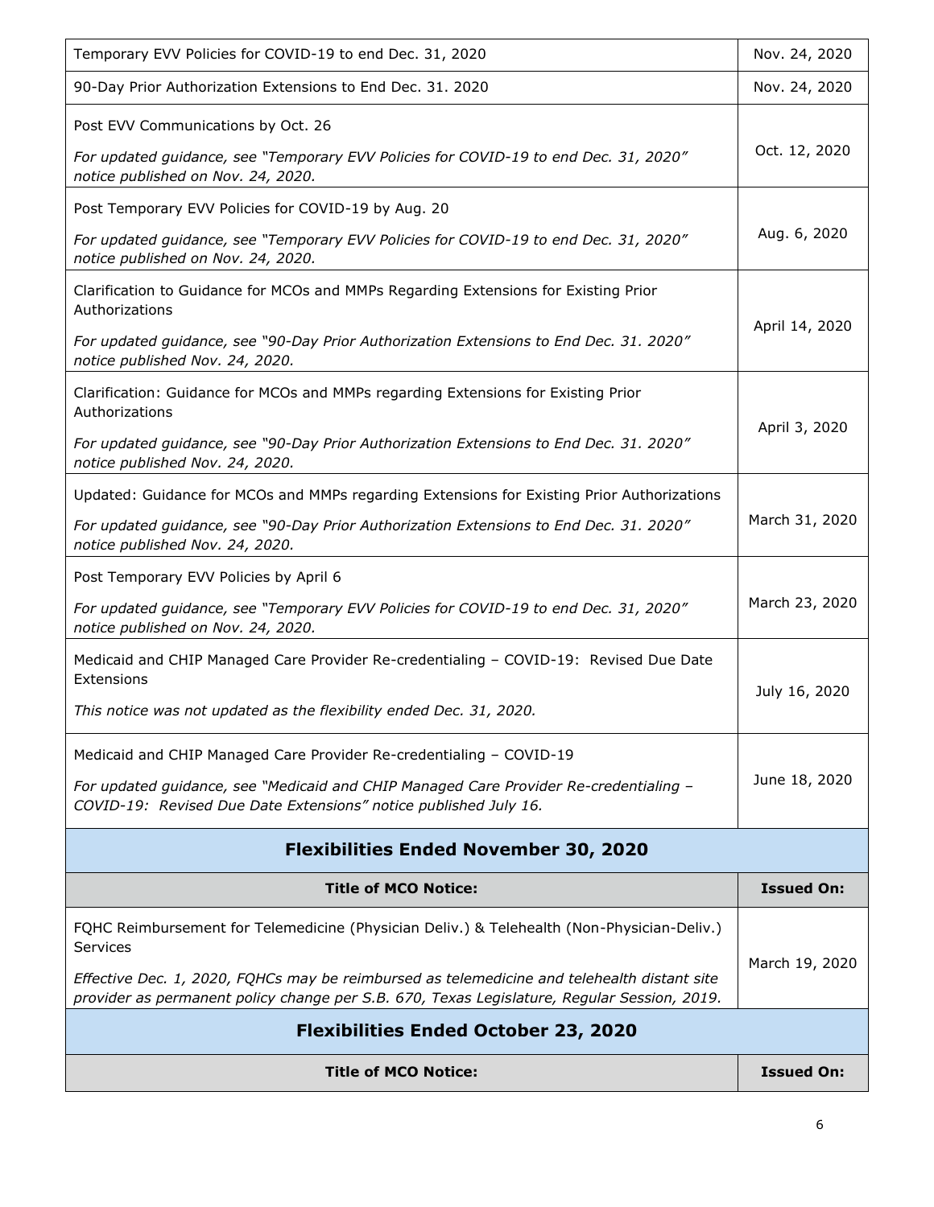| Title of MCO Notice: | Issued On: |
|---|---|
| Temporary EVV Policies for COVID-19 to end Dec. 31, 2020 | Nov. 24, 2020 |
| 90-Day Prior Authorization Extensions to End Dec. 31. 2020 | Nov. 24, 2020 |
| Post EVV Communications by Oct. 26<br><br>*For updated guidance, see "Temporary EVV Policies for COVID-19 to end Dec. 31, 2020" notice published on Nov. 24, 2020.* | Oct. 12, 2020 |
| Post Temporary EVV Policies for COVID-19 by Aug. 20<br><br>*For updated guidance, see "Temporary EVV Policies for COVID-19 to end Dec. 31, 2020" notice published on Nov. 24, 2020.* | Aug. 6, 2020 |
| Clarification to Guidance for MCOs and MMPs Regarding Extensions for Existing Prior Authorizations<br><br>*For updated guidance, see "90-Day Prior Authorization Extensions to End Dec. 31. 2020" notice published Nov. 24, 2020.* | April 14, 2020 |
| Clarification: Guidance for MCOs and MMPs regarding Extensions for Existing Prior Authorizations<br><br>*For updated guidance, see "90-Day Prior Authorization Extensions to End Dec. 31. 2020" notice published Nov. 24, 2020.* | April 3, 2020 |
| Updated: Guidance for MCOs and MMPs regarding Extensions for Existing Prior Authorizations<br><br>*For updated guidance, see "90-Day Prior Authorization Extensions to End Dec. 31. 2020" notice published Nov. 24, 2020.* | March 31, 2020 |
| Post Temporary EVV Policies by April 6<br><br>*For updated guidance, see "Temporary EVV Policies for COVID-19 to end Dec. 31, 2020" notice published on Nov. 24, 2020.* | March 23, 2020 |
| Medicaid and CHIP Managed Care Provider Re-credentialing – COVID-19: Revised Due Date Extensions<br><br>*This notice was not updated as the flexibility ended Dec. 31, 2020.* | July 16, 2020 |
| Medicaid and CHIP Managed Care Provider Re-credentialing – COVID-19<br><br>*For updated guidance, see "Medicaid and CHIP Managed Care Provider Re-credentialing – COVID-19: Revised Due Date Extensions" notice published July 16.* | June 18, 2020 |

## Flexibilities Ended November 30, 2020

| Title of MCO Notice: | Issued On: |
|---|---|
| FQHC Reimbursement for Telemedicine (Physician Deliv.) & Telehealth (Non-Physician-Deliv.) Services<br><br>*Effective Dec. 1, 2020, FQHCs may be reimbursed as telemedicine and telehealth distant site provider as permanent policy change per S.B. 670, Texas Legislature, Regular Session, 2019.* | March 19, 2020 |

## Flexibilities Ended October 23, 2020

| Title of MCO Notice: | Issued On: |
|---|---|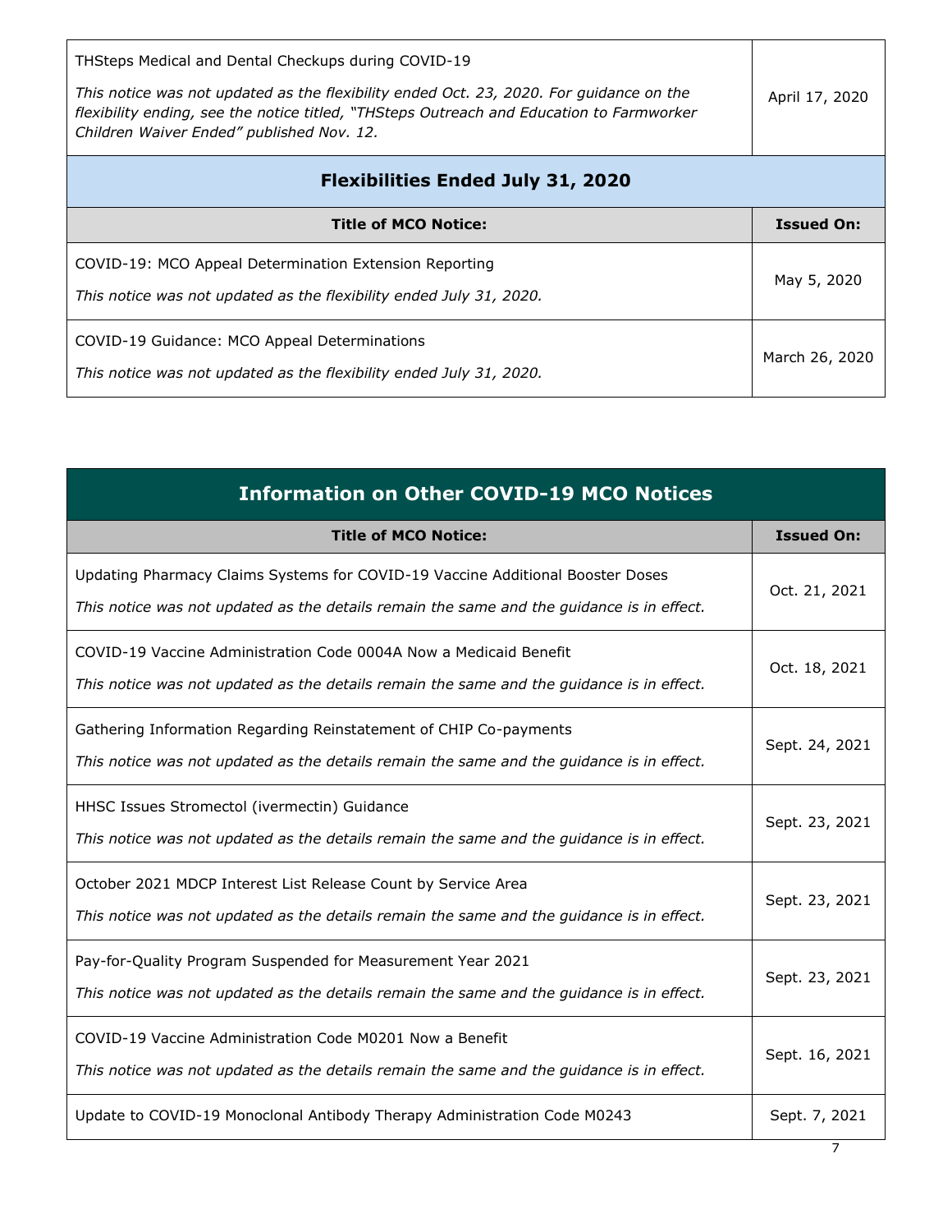| Title of MCO Notice: | Issued On: |
|---|---|
| THSteps Medical and Dental Checkups during COVID-19<br><br>*This notice was not updated as the flexibility ended Oct. 23, 2020. For guidance on the flexibility ending, see the notice titled, "THSteps Outreach and Education to Farmworker Children Waiver Ended" published Nov. 12.* | April 17, 2020 |

## Flexibilities Ended July 31, 2020

| Title of MCO Notice: | Issued On: |
|---|---|
| COVID-19: MCO Appeal Determination Extension Reporting<br><br>*This notice was not updated as the flexibility ended July 31, 2020.* | May 5, 2020 |
| COVID-19 Guidance: MCO Appeal Determinations<br><br>*This notice was not updated as the flexibility ended July 31, 2020.* | March 26, 2020 |

## Information on Other COVID-19 MCO Notices

| Title of MCO Notice: | Issued On: |
|---|---|
| Updating Pharmacy Claims Systems for COVID-19 Vaccine Additional Booster Doses<br><br>*This notice was not updated as the details remain the same and the guidance is in effect.* | Oct. 21, 2021 |
| COVID-19 Vaccine Administration Code 0004A Now a Medicaid Benefit<br><br>*This notice was not updated as the details remain the same and the guidance is in effect.* | Oct. 18, 2021 |
| Gathering Information Regarding Reinstatement of CHIP Co-payments<br><br>*This notice was not updated as the details remain the same and the guidance is in effect.* | Sept. 24, 2021 |
| HHSC Issues Stromectol (ivermectin) Guidance<br><br>*This notice was not updated as the details remain the same and the guidance is in effect.* | Sept. 23, 2021 |
| October 2021 MDCP Interest List Release Count by Service Area<br><br>*This notice was not updated as the details remain the same and the guidance is in effect.* | Sept. 23, 2021 |
| Pay-for-Quality Program Suspended for Measurement Year 2021<br><br>*This notice was not updated as the details remain the same and the guidance is in effect.* | Sept. 23, 2021 |
| COVID-19 Vaccine Administration Code M0201 Now a Benefit<br><br>*This notice was not updated as the details remain the same and the guidance is in effect.* | Sept. 16, 2021 |
| Update to COVID-19 Monoclonal Antibody Therapy Administration Code M0243 | Sept. 7, 2021 |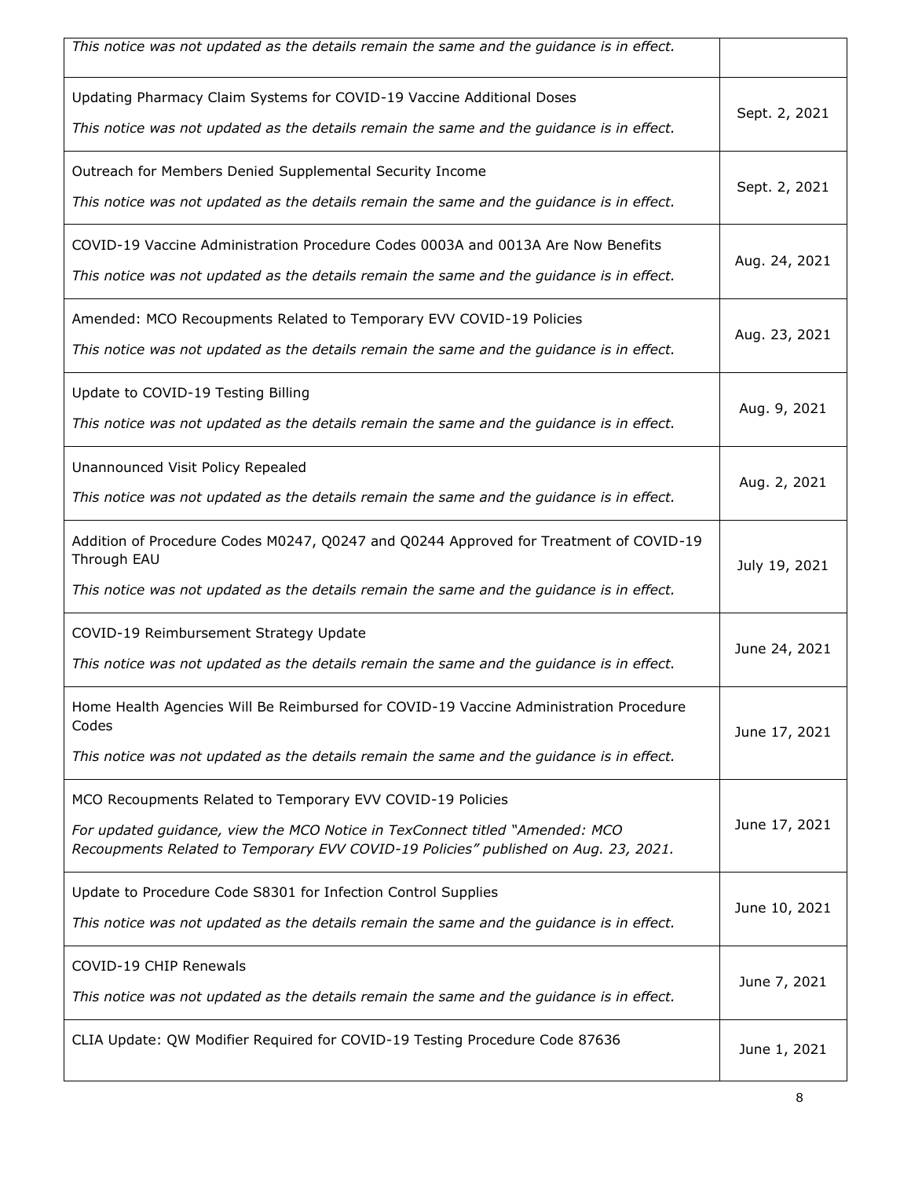| | |
|---|---|
| *This notice was not updated as the details remain the same and the guidance is in effect.* | |
| Updating Pharmacy Claim Systems for COVID-19 Vaccine Additional Doses<br><br>*This notice was not updated as the details remain the same and the guidance is in effect.* | Sept. 2, 2021 |
| Outreach for Members Denied Supplemental Security Income<br><br>*This notice was not updated as the details remain the same and the guidance is in effect.* | Sept. 2, 2021 |
| COVID-19 Vaccine Administration Procedure Codes 0003A and 0013A Are Now Benefits<br><br>*This notice was not updated as the details remain the same and the guidance is in effect.* | Aug. 24, 2021 |
| Amended: MCO Recoupments Related to Temporary EVV COVID-19 Policies<br><br>*This notice was not updated as the details remain the same and the guidance is in effect.* | Aug. 23, 2021 |
| Update to COVID-19 Testing Billing<br><br>*This notice was not updated as the details remain the same and the guidance is in effect.* | Aug. 9, 2021 |
| Unannounced Visit Policy Repealed<br><br>*This notice was not updated as the details remain the same and the guidance is in effect.* | Aug. 2, 2021 |
| Addition of Procedure Codes M0247, Q0247 and Q0244 Approved for Treatment of COVID-19 Through EAU<br><br>*This notice was not updated as the details remain the same and the guidance is in effect.* | July 19, 2021 |
| COVID-19 Reimbursement Strategy Update<br><br>*This notice was not updated as the details remain the same and the guidance is in effect.* | June 24, 2021 |
| Home Health Agencies Will Be Reimbursed for COVID-19 Vaccine Administration Procedure Codes<br><br>*This notice was not updated as the details remain the same and the guidance is in effect.* | June 17, 2021 |
| MCO Recoupments Related to Temporary EVV COVID-19 Policies<br><br>*For updated guidance, view the MCO Notice in TexConnect titled "Amended: MCO Recoupments Related to Temporary EVV COVID-19 Policies" published on Aug. 23, 2021.* | June 17, 2021 |
| Update to Procedure Code S8301 for Infection Control Supplies<br><br>*This notice was not updated as the details remain the same and the guidance is in effect.* | June 10, 2021 |
| COVID-19 CHIP Renewals<br><br>*This notice was not updated as the details remain the same and the guidance is in effect.* | June 7, 2021 |
| CLIA Update: QW Modifier Required for COVID-19 Testing Procedure Code 87636 | June 1, 2021 |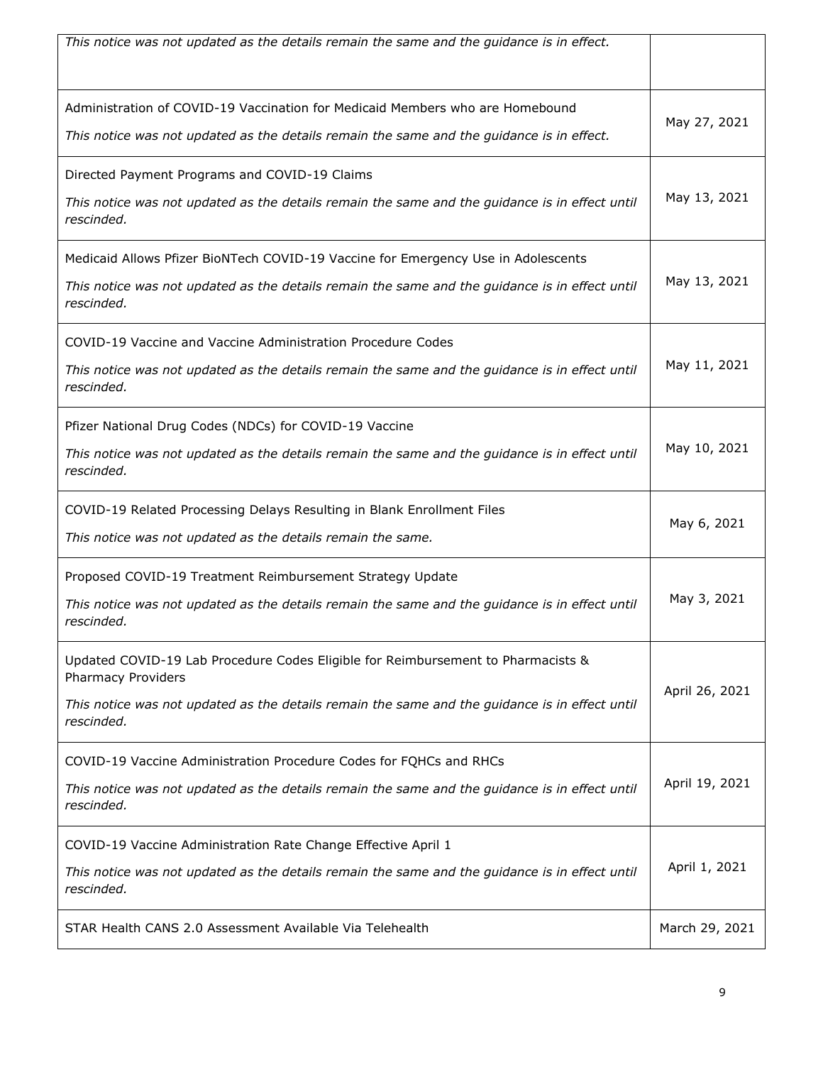| | |
|---|---|
| *This notice was not updated as the details remain the same and the guidance is in effect.* | |
| Administration of COVID-19 Vaccination for Medicaid Members who are Homebound<br><br>*This notice was not updated as the details remain the same and the guidance is in effect.* | May 27, 2021 |
| Directed Payment Programs and COVID-19 Claims<br><br>*This notice was not updated as the details remain the same and the guidance is in effect until rescinded.* | May 13, 2021 |
| Medicaid Allows Pfizer BioNTech COVID-19 Vaccine for Emergency Use in Adolescents<br><br>*This notice was not updated as the details remain the same and the guidance is in effect until rescinded.* | May 13, 2021 |
| COVID-19 Vaccine and Vaccine Administration Procedure Codes<br><br>*This notice was not updated as the details remain the same and the guidance is in effect until rescinded.* | May 11, 2021 |
| Pfizer National Drug Codes (NDCs) for COVID-19 Vaccine<br><br>*This notice was not updated as the details remain the same and the guidance is in effect until rescinded.* | May 10, 2021 |
| COVID-19 Related Processing Delays Resulting in Blank Enrollment Files<br><br>*This notice was not updated as the details remain the same.* | May 6, 2021 |
| Proposed COVID-19 Treatment Reimbursement Strategy Update<br><br>*This notice was not updated as the details remain the same and the guidance is in effect until rescinded.* | May 3, 2021 |
| Updated COVID-19 Lab Procedure Codes Eligible for Reimbursement to Pharmacists & Pharmacy Providers<br><br>*This notice was not updated as the details remain the same and the guidance is in effect until rescinded.* | April 26, 2021 |
| COVID-19 Vaccine Administration Procedure Codes for FQHCs and RHCs<br><br>*This notice was not updated as the details remain the same and the guidance is in effect until rescinded.* | April 19, 2021 |
| COVID-19 Vaccine Administration Rate Change Effective April 1<br><br>*This notice was not updated as the details remain the same and the guidance is in effect until rescinded.* | April 1, 2021 |
| STAR Health CANS 2.0 Assessment Available Via Telehealth | March 29, 2021 |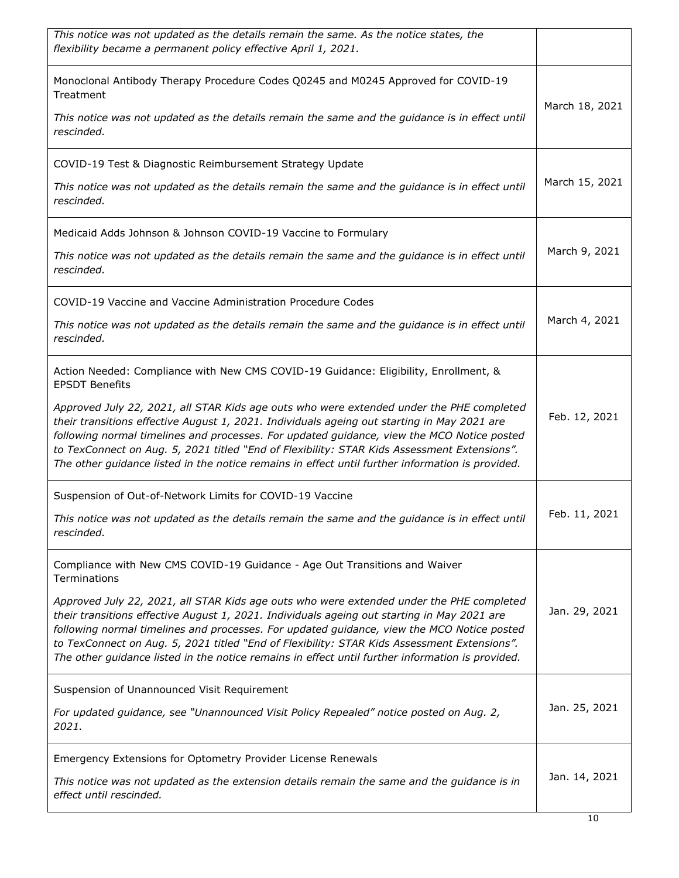| | |
|---|---|
| *This notice was not updated as the details remain the same. As the notice states, the flexibility became a permanent policy effective April 1, 2021.* | |
| Monoclonal Antibody Therapy Procedure Codes Q0245 and M0245 Approved for COVID-19 Treatment<br><br>*This notice was not updated as the details remain the same and the guidance is in effect until rescinded.* | March 18, 2021 |
| COVID-19 Test & Diagnostic Reimbursement Strategy Update<br><br>*This notice was not updated as the details remain the same and the guidance is in effect until rescinded.* | March 15, 2021 |
| Medicaid Adds Johnson & Johnson COVID-19 Vaccine to Formulary<br><br>*This notice was not updated as the details remain the same and the guidance is in effect until rescinded.* | March 9, 2021 |
| COVID-19 Vaccine and Vaccine Administration Procedure Codes<br><br>*This notice was not updated as the details remain the same and the guidance is in effect until rescinded.* | March 4, 2021 |
| Action Needed: Compliance with New CMS COVID-19 Guidance: Eligibility, Enrollment, & EPSDT Benefits<br><br>*Approved July 22, 2021, all STAR Kids age outs who were extended under the PHE completed their transitions effective August 1, 2021. Individuals ageing out starting in May 2021 are following normal timelines and processes. For updated guidance, view the MCO Notice posted to TexConnect on Aug. 5, 2021 titled "End of Flexibility: STAR Kids Assessment Extensions". The other guidance listed in the notice remains in effect until further information is provided.* | Feb. 12, 2021 |
| Suspension of Out-of-Network Limits for COVID-19 Vaccine<br><br>*This notice was not updated as the details remain the same and the guidance is in effect until rescinded.* | Feb. 11, 2021 |
| Compliance with New CMS COVID-19 Guidance - Age Out Transitions and Waiver Terminations<br><br>*Approved July 22, 2021, all STAR Kids age outs who were extended under the PHE completed their transitions effective August 1, 2021. Individuals ageing out starting in May 2021 are following normal timelines and processes. For updated guidance, view the MCO Notice posted to TexConnect on Aug. 5, 2021 titled "End of Flexibility: STAR Kids Assessment Extensions". The other guidance listed in the notice remains in effect until further information is provided.* | Jan. 29, 2021 |
| Suspension of Unannounced Visit Requirement<br><br>*For updated guidance, see "Unannounced Visit Policy Repealed" notice posted on Aug. 2, 2021.* | Jan. 25, 2021 |
| Emergency Extensions for Optometry Provider License Renewals<br><br>*This notice was not updated as the extension details remain the same and the guidance is in effect until rescinded.* | Jan. 14, 2021 |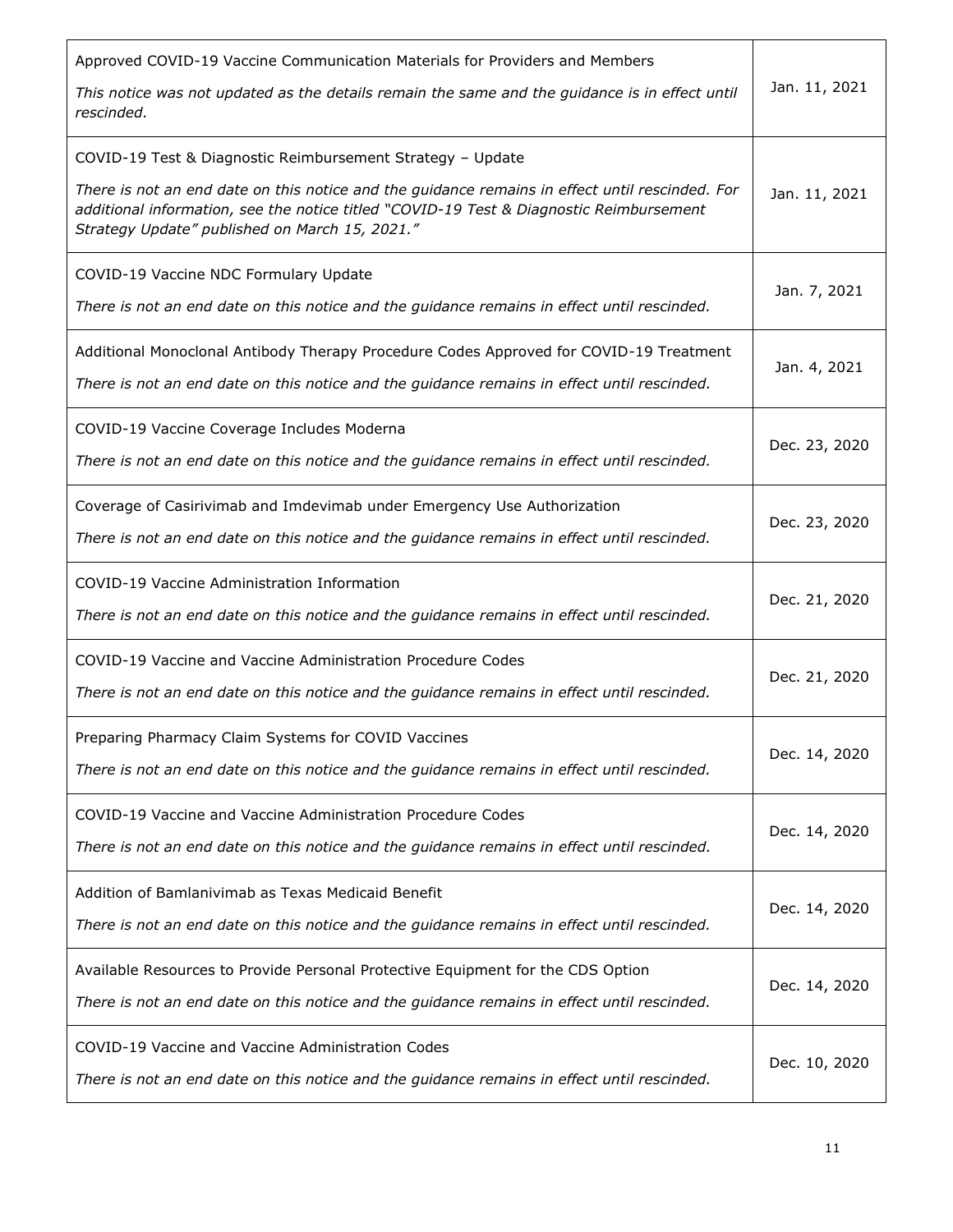| | |
|---|---|
| Approved COVID-19 Vaccine Communication Materials for Providers and Members<br><br>*This notice was not updated as the details remain the same and the guidance is in effect until rescinded.* | Jan. 11, 2021 |
| COVID-19 Test & Diagnostic Reimbursement Strategy – Update<br><br>*There is not an end date on this notice and the guidance remains in effect until rescinded. For additional information, see the notice titled "COVID-19 Test & Diagnostic Reimbursement Strategy Update" published on March 15, 2021."* | Jan. 11, 2021 |
| COVID-19 Vaccine NDC Formulary Update<br><br>*There is not an end date on this notice and the guidance remains in effect until rescinded.* | Jan. 7, 2021 |
| Additional Monoclonal Antibody Therapy Procedure Codes Approved for COVID-19 Treatment<br><br>*There is not an end date on this notice and the guidance remains in effect until rescinded.* | Jan. 4, 2021 |
| COVID-19 Vaccine Coverage Includes Moderna<br><br>*There is not an end date on this notice and the guidance remains in effect until rescinded.* | Dec. 23, 2020 |
| Coverage of Casirivimab and Imdevimab under Emergency Use Authorization<br><br>*There is not an end date on this notice and the guidance remains in effect until rescinded.* | Dec. 23, 2020 |
| COVID-19 Vaccine Administration Information<br><br>*There is not an end date on this notice and the guidance remains in effect until rescinded.* | Dec. 21, 2020 |
| COVID-19 Vaccine and Vaccine Administration Procedure Codes<br><br>*There is not an end date on this notice and the guidance remains in effect until rescinded.* | Dec. 21, 2020 |
| Preparing Pharmacy Claim Systems for COVID Vaccines<br><br>*There is not an end date on this notice and the guidance remains in effect until rescinded.* | Dec. 14, 2020 |
| COVID-19 Vaccine and Vaccine Administration Procedure Codes<br><br>*There is not an end date on this notice and the guidance remains in effect until rescinded.* | Dec. 14, 2020 |
| Addition of Bamlanivimab as Texas Medicaid Benefit<br><br>*There is not an end date on this notice and the guidance remains in effect until rescinded.* | Dec. 14, 2020 |
| Available Resources to Provide Personal Protective Equipment for the CDS Option<br><br>*There is not an end date on this notice and the guidance remains in effect until rescinded.* | Dec. 14, 2020 |
| COVID-19 Vaccine and Vaccine Administration Codes<br><br>*There is not an end date on this notice and the guidance remains in effect until rescinded.* | Dec. 10, 2020 |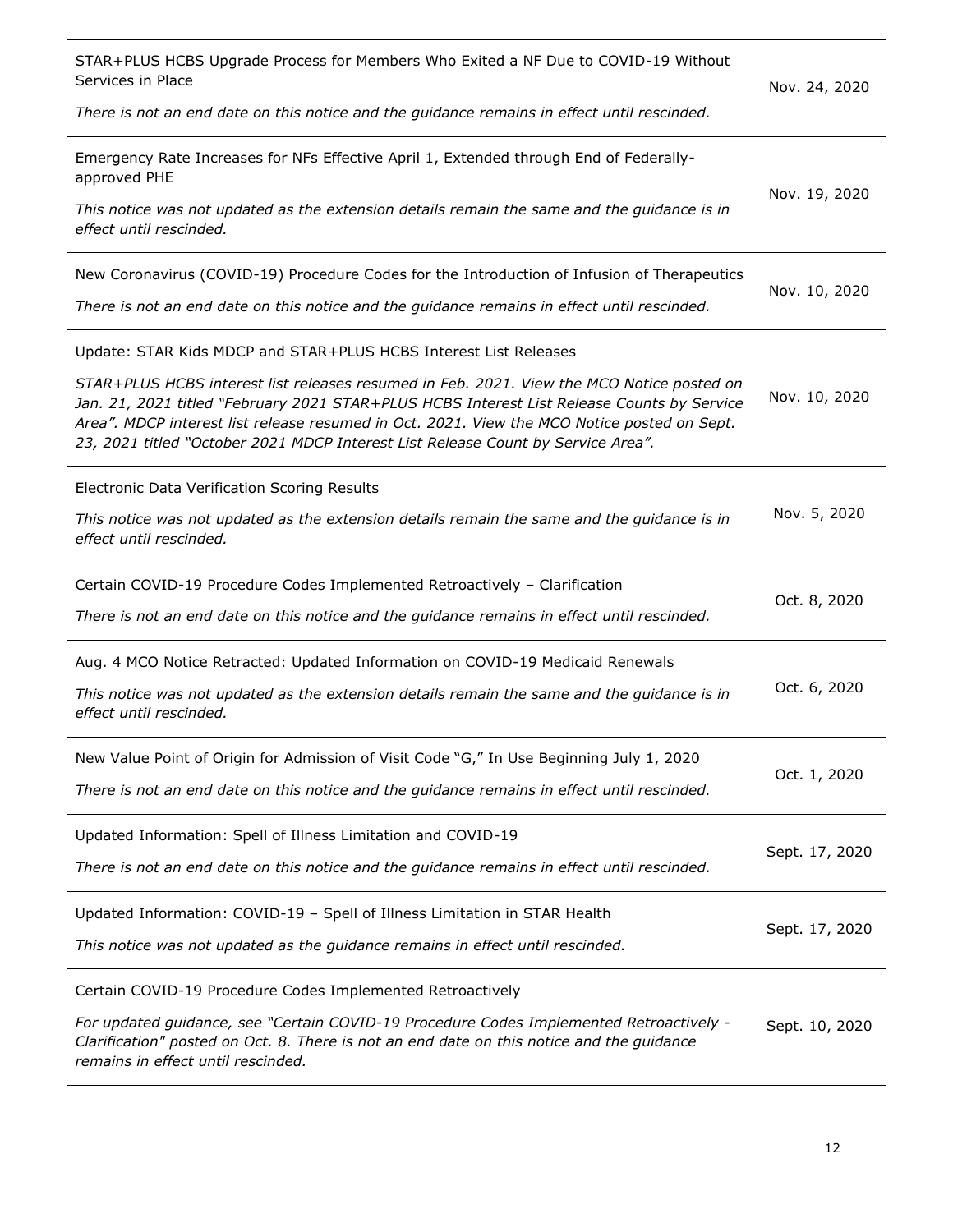| | |
|---|---|
| STAR+PLUS HCBS Upgrade Process for Members Who Exited a NF Due to COVID-19 Without Services in Place<br><br>*There is not an end date on this notice and the guidance remains in effect until rescinded.* | Nov. 24, 2020 |
| Emergency Rate Increases for NFs Effective April 1, Extended through End of Federally-approved PHE<br><br>*This notice was not updated as the extension details remain the same and the guidance is in effect until rescinded.* | Nov. 19, 2020 |
| New Coronavirus (COVID-19) Procedure Codes for the Introduction of Infusion of Therapeutics<br><br>*There is not an end date on this notice and the guidance remains in effect until rescinded.* | Nov. 10, 2020 |
| Update: STAR Kids MDCP and STAR+PLUS HCBS Interest List Releases<br><br>*STAR+PLUS HCBS interest list releases resumed in Feb. 2021. View the MCO Notice posted on Jan. 21, 2021 titled "February 2021 STAR+PLUS HCBS Interest List Release Counts by Service Area". MDCP interest list release resumed in Oct. 2021. View the MCO Notice posted on Sept. 23, 2021 titled "October 2021 MDCP Interest List Release Count by Service Area".* | Nov. 10, 2020 |
| Electronic Data Verification Scoring Results<br><br>*This notice was not updated as the extension details remain the same and the guidance is in effect until rescinded.* | Nov. 5, 2020 |
| Certain COVID-19 Procedure Codes Implemented Retroactively – Clarification<br><br>*There is not an end date on this notice and the guidance remains in effect until rescinded.* | Oct. 8, 2020 |
| Aug. 4 MCO Notice Retracted: Updated Information on COVID-19 Medicaid Renewals<br><br>*This notice was not updated as the extension details remain the same and the guidance is in effect until rescinded.* | Oct. 6, 2020 |
| New Value Point of Origin for Admission of Visit Code "G," In Use Beginning July 1, 2020<br><br>*There is not an end date on this notice and the guidance remains in effect until rescinded.* | Oct. 1, 2020 |
| Updated Information: Spell of Illness Limitation and COVID-19<br><br>*There is not an end date on this notice and the guidance remains in effect until rescinded.* | Sept. 17, 2020 |
| Updated Information: COVID-19 – Spell of Illness Limitation in STAR Health<br><br>*This notice was not updated as the guidance remains in effect until rescinded.* | Sept. 17, 2020 |
| Certain COVID-19 Procedure Codes Implemented Retroactively<br><br>*For updated guidance, see "Certain COVID-19 Procedure Codes Implemented Retroactively - Clarification" posted on Oct. 8. There is not an end date on this notice and the guidance remains in effect until rescinded.* | Sept. 10, 2020 |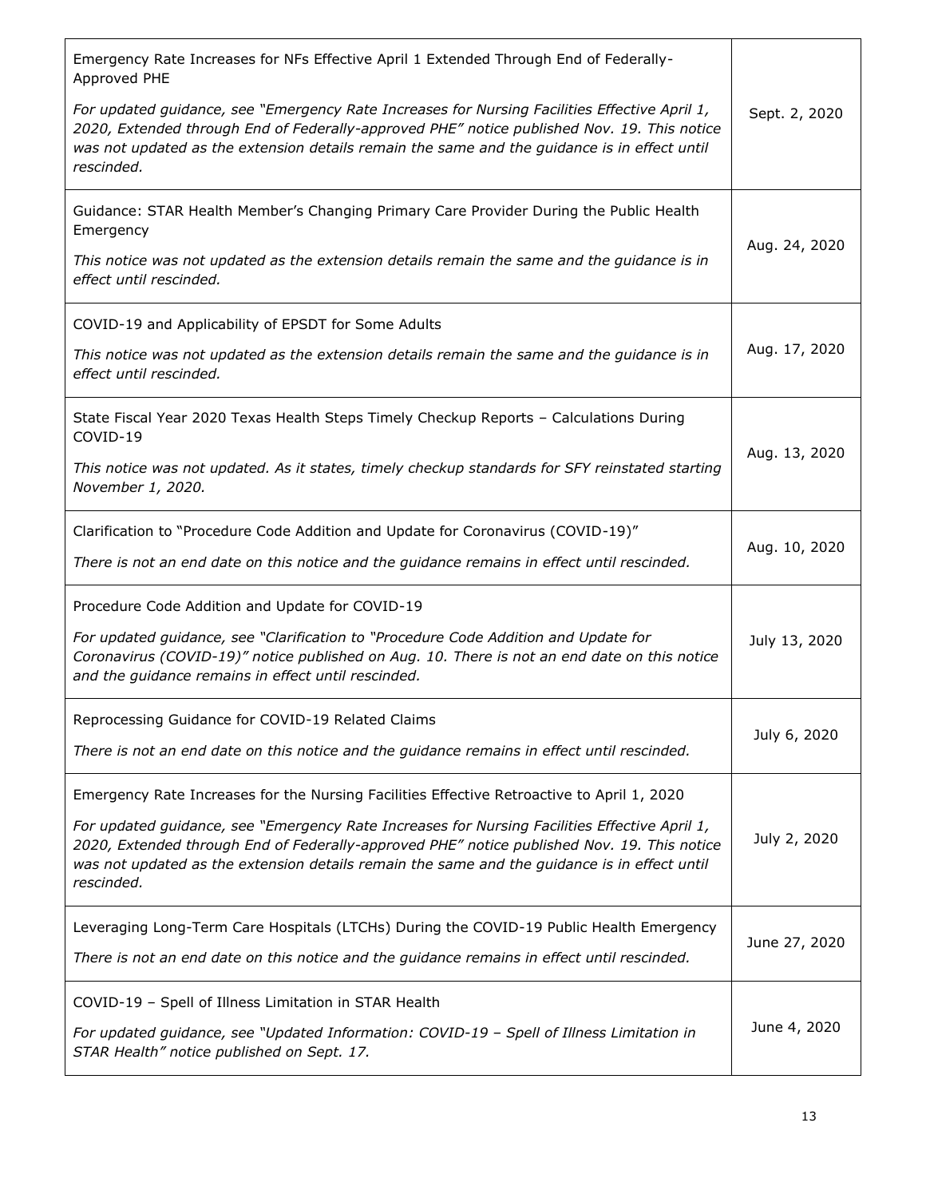| | |
|---|---|
| Emergency Rate Increases for NFs Effective April 1 Extended Through End of Federally-Approved PHE<br><br>*For updated guidance, see "Emergency Rate Increases for Nursing Facilities Effective April 1, 2020, Extended through End of Federally-approved PHE" notice published Nov. 19. This notice was not updated as the extension details remain the same and the guidance is in effect until rescinded.* | Sept. 2, 2020 |
| Guidance: STAR Health Member's Changing Primary Care Provider During the Public Health Emergency<br><br>*This notice was not updated as the extension details remain the same and the guidance is in effect until rescinded.* | Aug. 24, 2020 |
| COVID-19 and Applicability of EPSDT for Some Adults<br><br>*This notice was not updated as the extension details remain the same and the guidance is in effect until rescinded.* | Aug. 17, 2020 |
| State Fiscal Year 2020 Texas Health Steps Timely Checkup Reports – Calculations During COVID-19<br><br>*This notice was not updated. As it states, timely checkup standards for SFY reinstated starting November 1, 2020.* | Aug. 13, 2020 |
| Clarification to "Procedure Code Addition and Update for Coronavirus (COVID-19)"<br><br>*There is not an end date on this notice and the guidance remains in effect until rescinded.* | Aug. 10, 2020 |
| Procedure Code Addition and Update for COVID-19<br><br>*For updated guidance, see "Clarification to "Procedure Code Addition and Update for Coronavirus (COVID-19)" notice published on Aug. 10. There is not an end date on this notice and the guidance remains in effect until rescinded.* | July 13, 2020 |
| Reprocessing Guidance for COVID-19 Related Claims<br><br>*There is not an end date on this notice and the guidance remains in effect until rescinded.* | July 6, 2020 |
| Emergency Rate Increases for the Nursing Facilities Effective Retroactive to April 1, 2020<br><br>*For updated guidance, see "Emergency Rate Increases for Nursing Facilities Effective April 1, 2020, Extended through End of Federally-approved PHE" notice published Nov. 19. This notice was not updated as the extension details remain the same and the guidance is in effect until rescinded.* | July 2, 2020 |
| Leveraging Long-Term Care Hospitals (LTCHs) During the COVID-19 Public Health Emergency<br><br>*There is not an end date on this notice and the guidance remains in effect until rescinded.* | June 27, 2020 |
| COVID-19 – Spell of Illness Limitation in STAR Health<br><br>*For updated guidance, see "Updated Information: COVID-19 – Spell of Illness Limitation in STAR Health" notice published on Sept. 17.* | June 4, 2020 |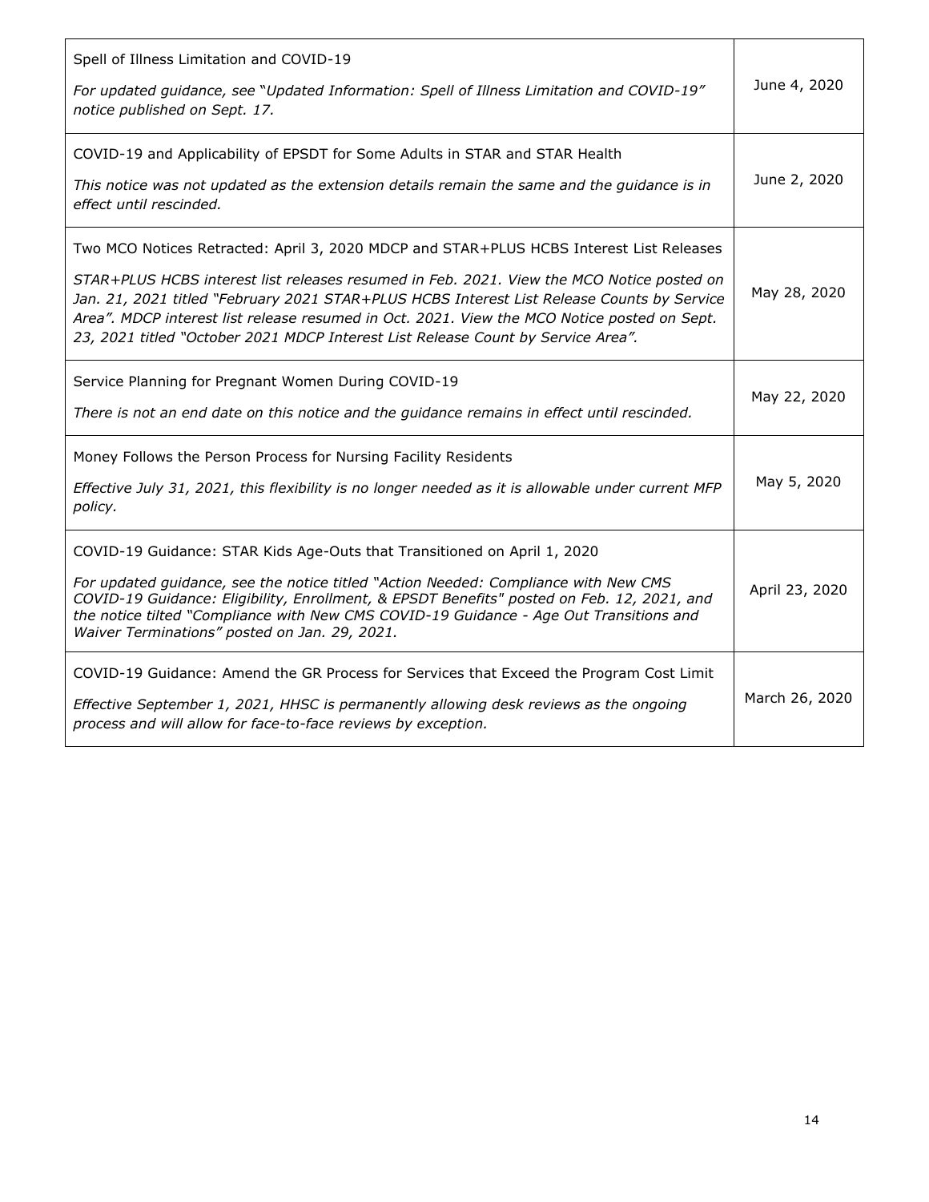| | |
|---|---|
| Spell of Illness Limitation and COVID-19<br><br>*For updated guidance, see "Updated Information: Spell of Illness Limitation and COVID-19" notice published on Sept. 17.* | June 4, 2020 |
| COVID-19 and Applicability of EPSDT for Some Adults in STAR and STAR Health<br><br>*This notice was not updated as the extension details remain the same and the guidance is in effect until rescinded.* | June 2, 2020 |
| Two MCO Notices Retracted: April 3, 2020 MDCP and STAR+PLUS HCBS Interest List Releases<br><br>*STAR+PLUS HCBS interest list releases resumed in Feb. 2021. View the MCO Notice posted on Jan. 21, 2021 titled "February 2021 STAR+PLUS HCBS Interest List Release Counts by Service Area". MDCP interest list release resumed in Oct. 2021. View the MCO Notice posted on Sept. 23, 2021 titled "October 2021 MDCP Interest List Release Count by Service Area".* | May 28, 2020 |
| Service Planning for Pregnant Women During COVID-19<br><br>*There is not an end date on this notice and the guidance remains in effect until rescinded.* | May 22, 2020 |
| Money Follows the Person Process for Nursing Facility Residents<br><br>*Effective July 31, 2021, this flexibility is no longer needed as it is allowable under current MFP policy.* | May 5, 2020 |
| COVID-19 Guidance: STAR Kids Age-Outs that Transitioned on April 1, 2020<br><br>*For updated guidance, see the notice titled "Action Needed: Compliance with New CMS COVID-19 Guidance: Eligibility, Enrollment, & EPSDT Benefits" posted on Feb. 12, 2021, and the notice tilted "Compliance with New CMS COVID-19 Guidance - Age Out Transitions and Waiver Terminations" posted on Jan. 29, 2021.* | April 23, 2020 |
| COVID-19 Guidance: Amend the GR Process for Services that Exceed the Program Cost Limit<br><br>*Effective September 1, 2021, HHSC is permanently allowing desk reviews as the ongoing process and will allow for face-to-face reviews by exception.* | March 26, 2020 |